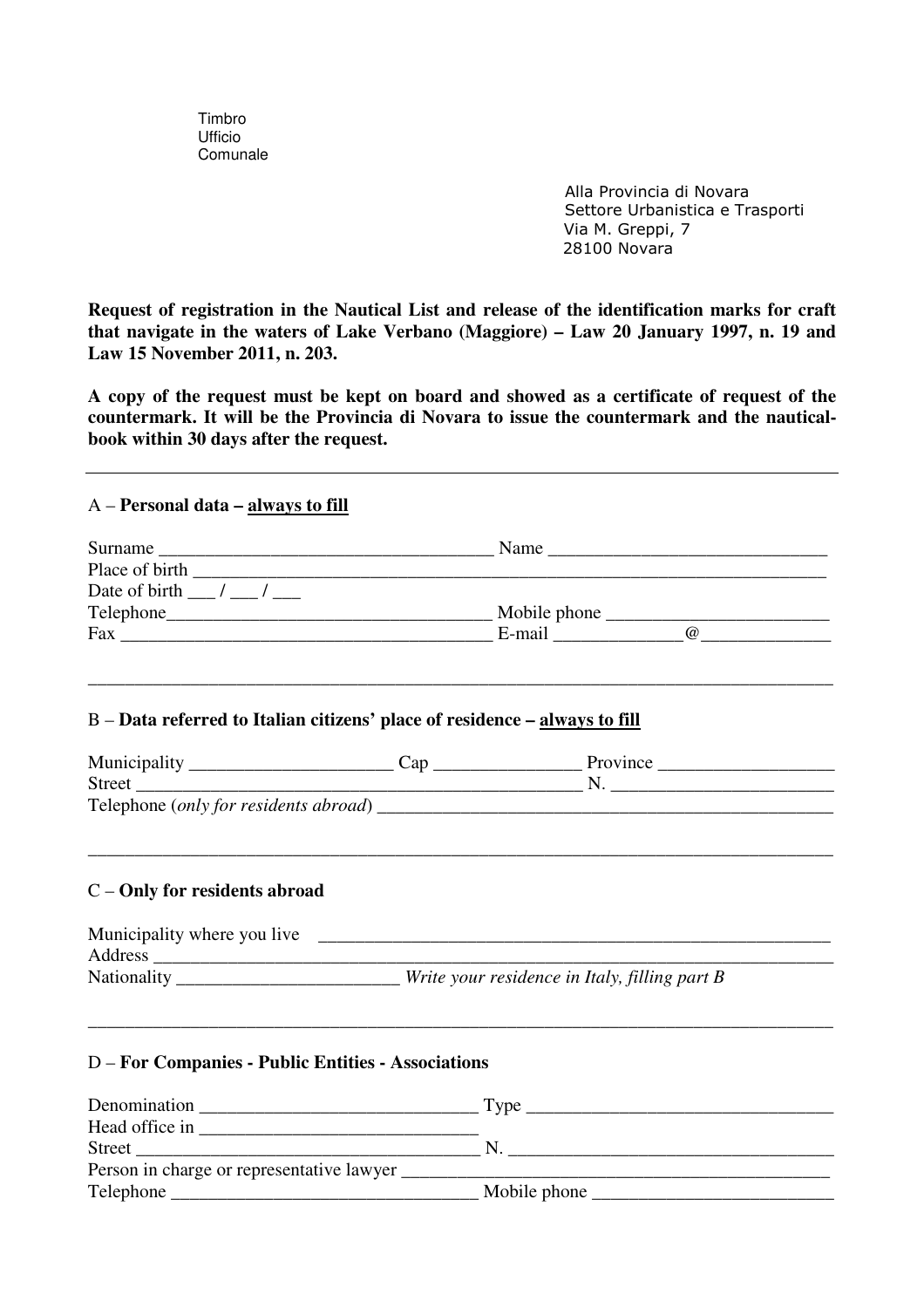Timbro
Ufficio
Comunale

Alla Provincia di Novara
Settore Urbanistica e Trasporti
Via M. Greppi, 7
28100 Novara

**Request of registration in the Nautical List and release of the identification marks for craft that navigate in the waters of Lake Verbano (Maggiore) – Law 20 January 1997, n. 19 and Law 15 November 2011, n. 203.**

**A copy of the request must be kept on board and showed as a certificate of request of the countermark. It will be the Provincia di Novara to issue the countermark and the nautical-book within 30 days after the request.**

---

A – **Personal data – always to fill**

Surname ____________________________________ Name ______________________________
Place of birth ______________________________________________________________________
Date of birth ___ / ___ / ___
Telephone__________________________________ Mobile phone ________________________
Fax ______________________________________ E-mail _____________@_____________

---

B – **Data referred to Italian citizens' place of residence – always to fill**

Municipality _____________________ Cap _______________ Province __________________
Street ________________________________________________ N. _______________________
Telephone (*only for residents abroad*) ________________________________________________

---

C – **Only for residents abroad**

Municipality where you live ________________________________________________________
Address ___________________________________________________________________________
Nationality _______________________ *Write your residence in Italy, filling part B*

---

D – **For Companies - Public Entities - Associations**

Denomination _____________________________ Type ________________________________
Head office in ______________________________
Street ____________________________________ N. __________________________________
Person in charge or representative lawyer ___________________________________________
Telephone ________________________________ Mobile phone _________________________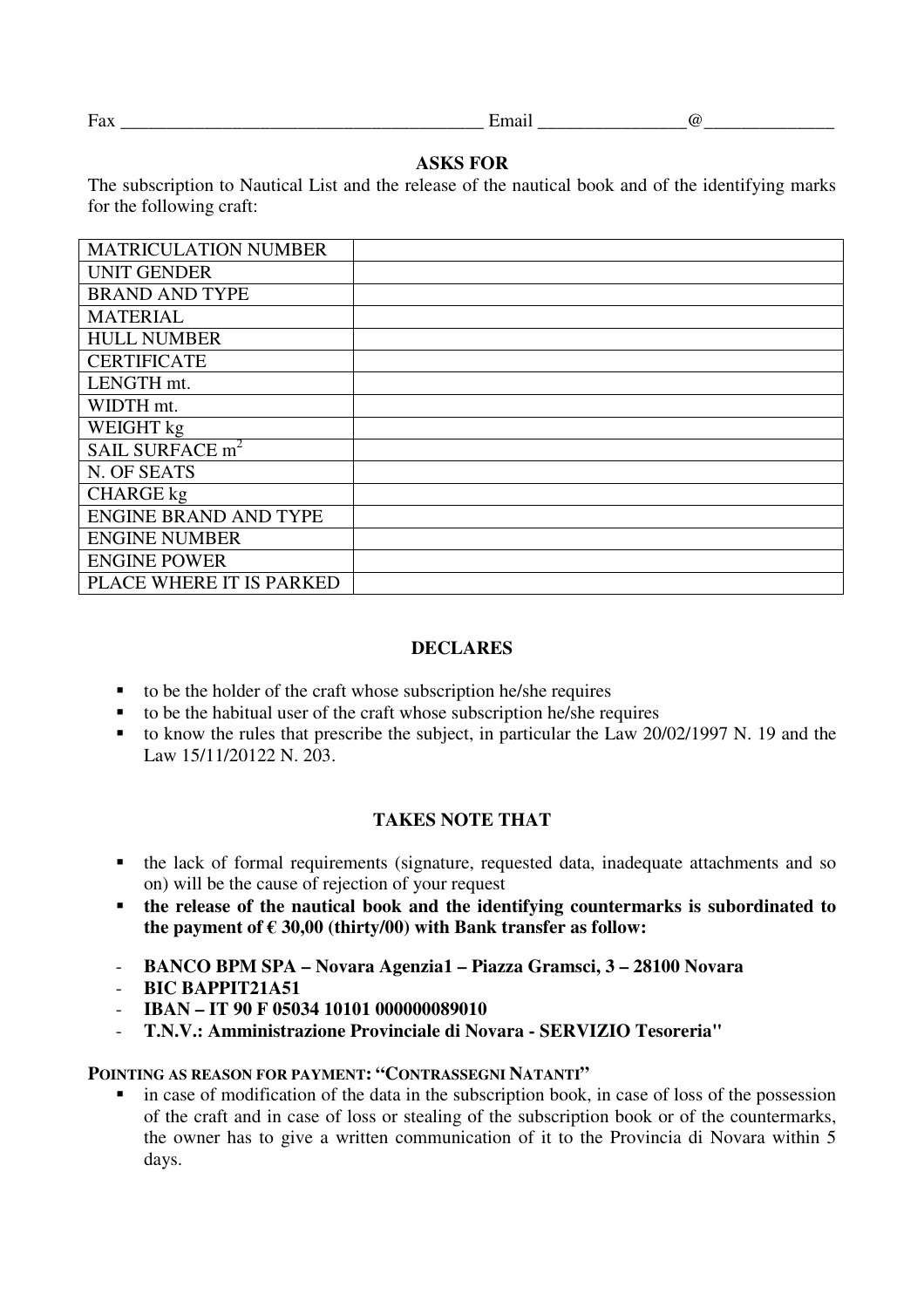Fax _______________________________________ Email ________________@______________

**ASKS FOR**

The subscription to Nautical List and the release of the nautical book and of the identifying marks for the following craft:

| | |
|---|---|
| MATRICULATION NUMBER | |
| UNIT GENDER | |
| BRAND AND TYPE | |
| MATERIAL | |
| HULL NUMBER | |
| CERTIFICATE | |
| LENGTH mt. | |
| WIDTH mt. | |
| WEIGHT kg | |
| SAIL SURFACE $m^2$ | |
| N. OF SEATS | |
| CHARGE kg | |
| ENGINE BRAND AND TYPE | |
| ENGINE NUMBER | |
| ENGINE POWER | |
| PLACE WHERE IT IS PARKED | |

**DECLARES**

- to be the holder of the craft whose subscription he/she requires
- to be the habitual user of the craft whose subscription he/she requires
- to know the rules that prescribe the subject, in particular the Law 20/02/1997 N. 19 and the Law 15/11/20122 N. 203.

**TAKES NOTE THAT**

- the lack of formal requirements (signature, requested data, inadequate attachments and so on) will be the cause of rejection of your request
- **the release of the nautical book and the identifying countermarks is subordinated to the payment of € 30,00 (thirty/00) with Bank transfer as follow:**

- **BANCO BPM SPA – Novara Agenzia1 – Piazza Gramsci, 3 – 28100 Novara**
- **BIC BAPPIT21A51**
- **IBAN – IT 90 F 05034 10101 000000089010**
- **T.N.V.: Amministrazione Provinciale di Novara - SERVIZIO Tesoreria"**

**POINTING AS REASON FOR PAYMENT: "CONTRASSEGNI NATANTI"**

- in case of modification of the data in the subscription book, in case of loss of the possession of the craft and in case of loss or stealing of the subscription book or of the countermarks, the owner has to give a written communication of it to the Provincia di Novara within 5 days.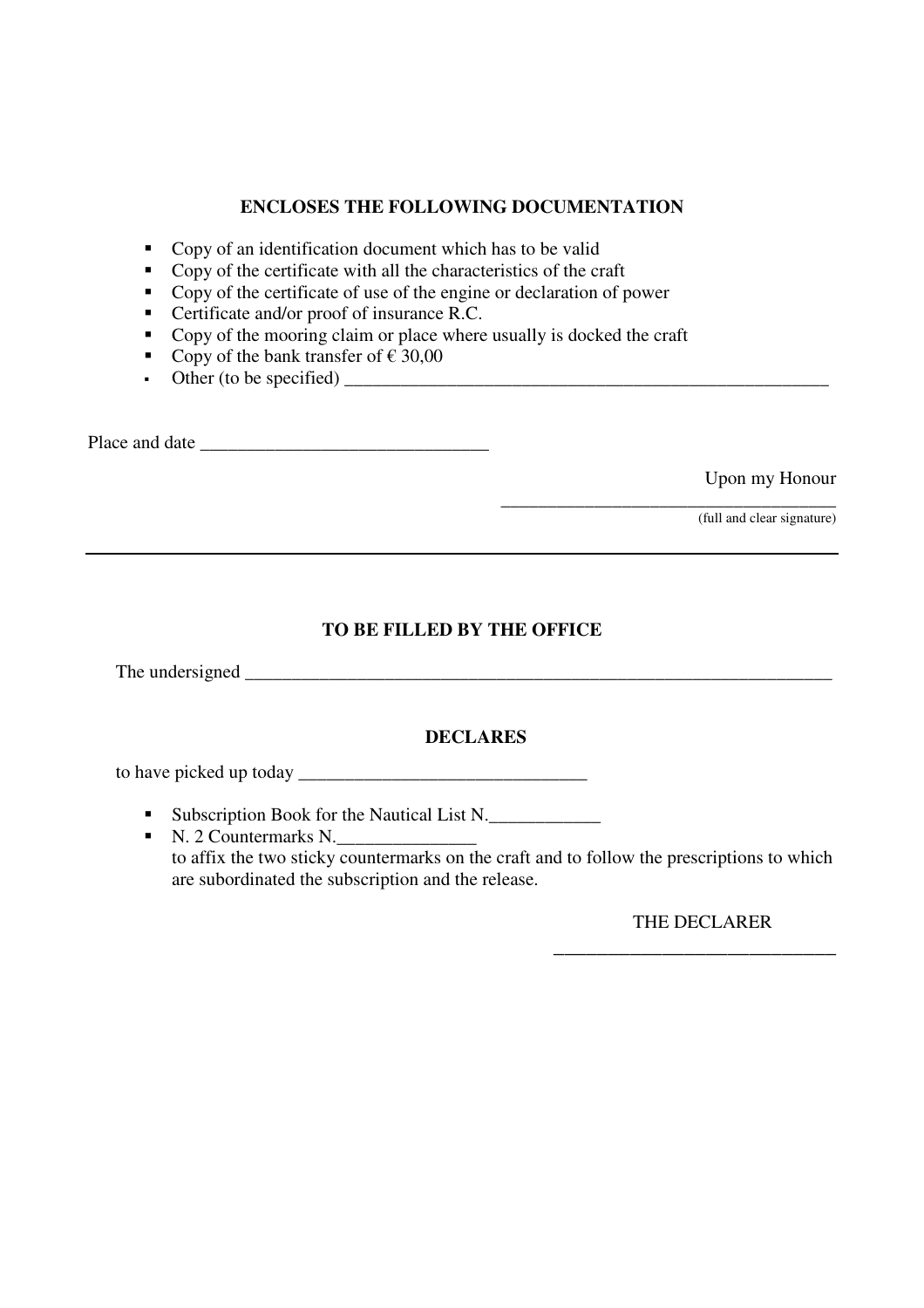## ENCLOSES THE FOLLOWING DOCUMENTATION

- Copy of an identification document which has to be valid
- Copy of the certificate with all the characteristics of the craft
- Copy of the certificate of use of the engine or declaration of power
- Certificate and/or proof of insurance R.C.
- Copy of the mooring claim or place where usually is docked the craft
- Copy of the bank transfer of € 30,00
- Other (to be specified) _______________________________________________________

Place and date _______________________________

Upon my Honour

_____________________________________
(full and clear signature)

---

## TO BE FILLED BY THE OFFICE

The undersigned ___________________________________________________________________

## DECLARES

to have picked up today _______________________________

- Subscription Book for the Nautical List N.____________
- N. 2 Countermarks N._______________
  to affix the two sticky countermarks on the craft and to follow the prescriptions to which are subordinated the subscription and the release.

THE DECLARER

______________________________